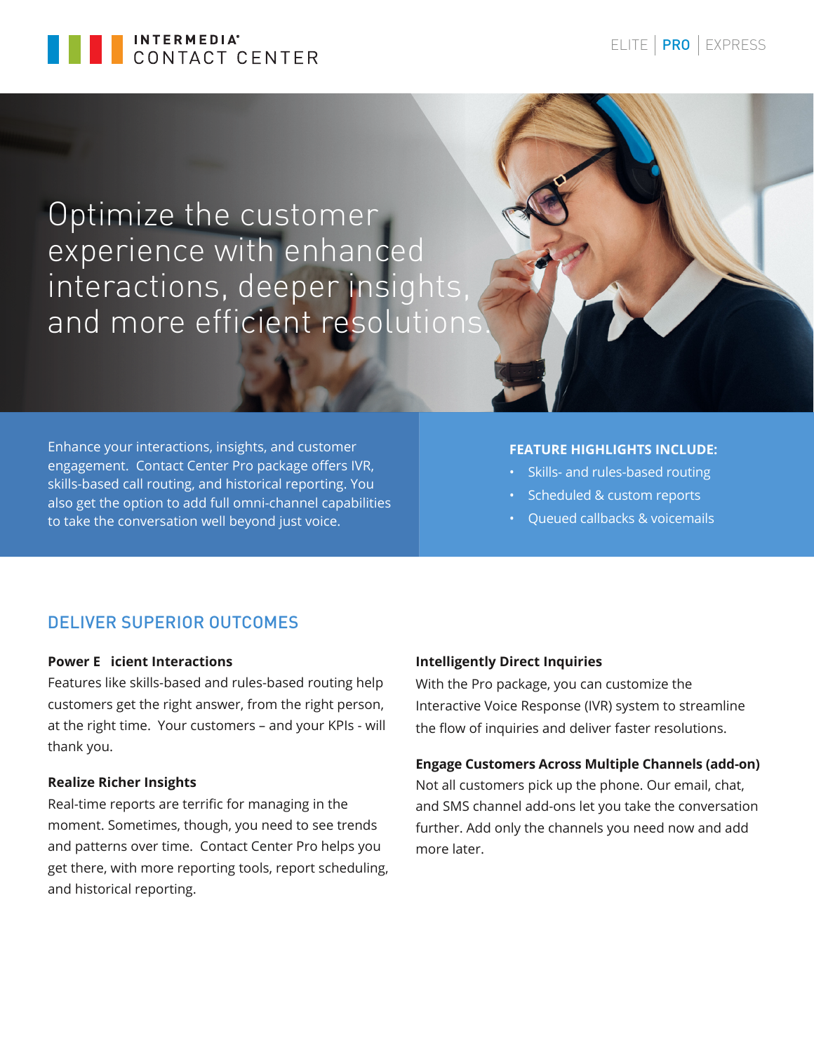INTERMEDIA CONTACT CENTER

ELITE | PRO | EXPRESS

# Optimize the customer experience with enhanced interactions, deeper insights, and more efficient resolutions.

Enhance your interactions, insights, and customer engagement. Contact Center Pro package offers IVR, skills-based call routing, and historical reporting. You also get the option to add full omni-channel capabilities to take the conversation well beyond just voice.

**FEATURE HIGHLIGHTS INCLUDE:**

- Skills- and rules-based routing
- Scheduled & custom reports
- Queued callbacks & voicemails

## DELIVER SUPERIOR OUTCOMES

**Power E icient Interactions**
Features like skills-based and rules-based routing help customers get the right answer, from the right person, at the right time. Your customers – and your KPIs - will thank you.

**Realize Richer Insights**
Real-time reports are terrific for managing in the moment. Sometimes, though, you need to see trends and patterns over time. Contact Center Pro helps you get there, with more reporting tools, report scheduling, and historical reporting.

**Intelligently Direct Inquiries**
With the Pro package, you can customize the Interactive Voice Response (IVR) system to streamline the flow of inquiries and deliver faster resolutions.

**Engage Customers Across Multiple Channels (add-on)**
Not all customers pick up the phone. Our email, chat, and SMS channel add-ons let you take the conversation further. Add only the channels you need now and add more later.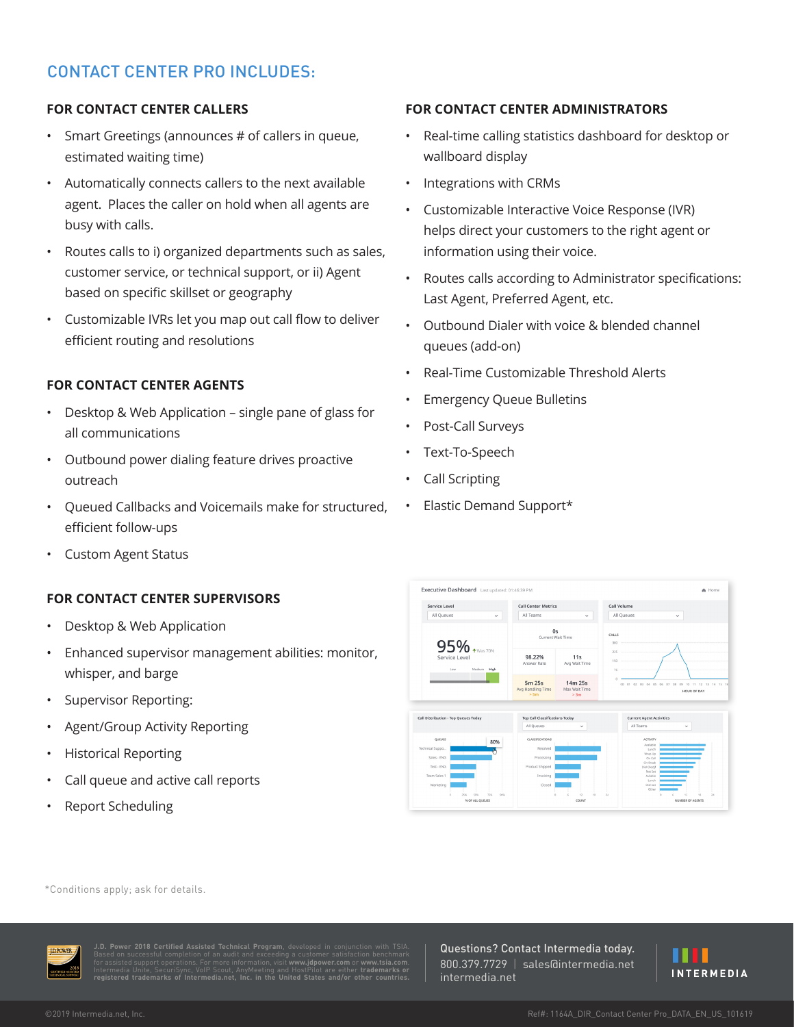## CONTACT CENTER PRO INCLUDES:

### FOR CONTACT CENTER CALLERS

- Smart Greetings (announces # of callers in queue, estimated waiting time)
- Automatically connects callers to the next available agent. Places the caller on hold when all agents are busy with calls.
- Routes calls to i) organized departments such as sales, customer service, or technical support, or ii) Agent based on specific skillset or geography
- Customizable IVRs let you map out call flow to deliver efficient routing and resolutions

### FOR CONTACT CENTER AGENTS

- Desktop & Web Application – single pane of glass for all communications
- Outbound power dialing feature drives proactive outreach
- Queued Callbacks and Voicemails make for structured, efficient follow-ups
- Custom Agent Status

### FOR CONTACT CENTER SUPERVISORS

- Desktop & Web Application
- Enhanced supervisor management abilities: monitor, whisper, and barge
- Supervisor Reporting:
- Agent/Group Activity Reporting
- Historical Reporting
- Call queue and active call reports
- Report Scheduling

### FOR CONTACT CENTER ADMINISTRATORS

- Real-time calling statistics dashboard for desktop or wallboard display
- Integrations with CRMs
- Customizable Interactive Voice Response (IVR) helps direct your customers to the right agent or information using their voice.
- Routes calls according to Administrator specifications: Last Agent, Preferred Agent, etc.
- Outbound Dialer with voice & blended channel queues (add-on)
- Real-Time Customizable Threshold Alerts
- Emergency Queue Bulletins
- Post-Call Surveys
- Text-To-Speech
- Call Scripting
- Elastic Demand Support*

*Conditions apply; ask for details.

**J.D. Power 2018 Certified Assisted Technical Program**, developed in conjunction with TSIA. Based on successful completion of an audit and exceeding a customer satisfaction benchmark for assisted support operations. For more information, visit **www.jdpower.com** or **www.tsia.com**. Intermedia Unite, SecuriSync, VoIP Scout, AnyMeeting and HostPilot are either **trademarks or registered trademarks of Intermedia.net, Inc. in the United States and/or other countries.**

**Questions? Contact Intermedia today.**
800.379.7729 | sales@intermedia.net
intermedia.net

©2019 Intermedia.net, Inc.

Ref#: 1164A_DIR_Contact Center Pro_DATA_EN_US_101619